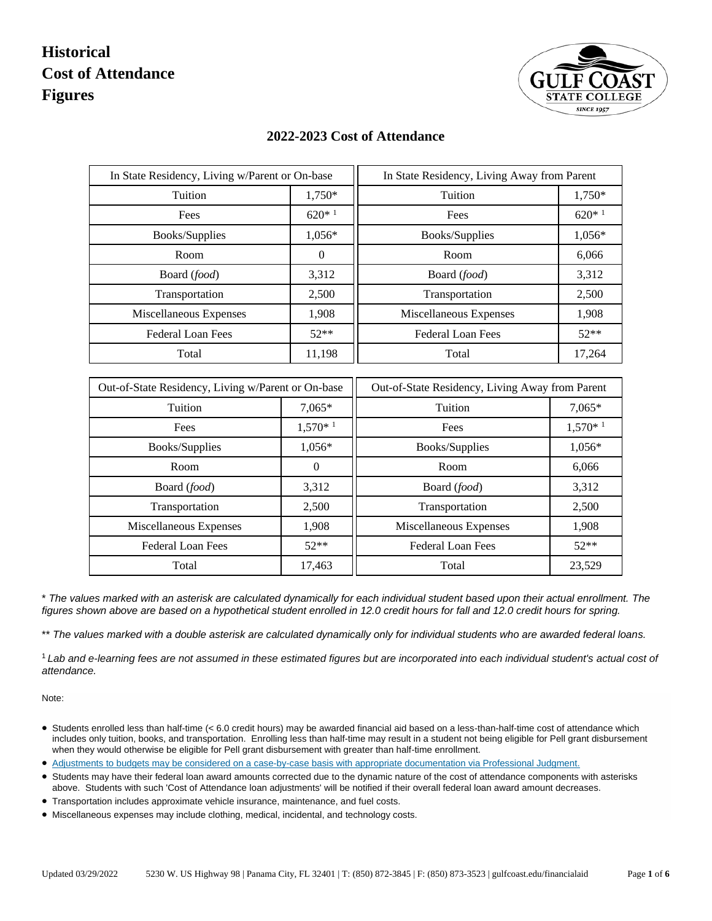# Historical Cost of Attendance Figures

## 2022-2023 Cost of Attendance

| In State Residency, Living w/Parent or On-base | |
|---|---|
| Tuition | 1,750* |
| Fees | 620* [1] |
| Books/Supplies | 1,056* |
| Room | 0 |
| Board (*food*) | 3,312 |
| Transportation | 2,500 |
| Miscellaneous Expenses | 1,908 |
| Federal Loan Fees | 52** |
| Total | 11,198 |

| In State Residency, Living Away from Parent | |
|---|---|
| Tuition | 1,750* |
| Fees | 620* [1] |
| Books/Supplies | 1,056* |
| Room | 6,066 |
| Board (*food*) | 3,312 |
| Transportation | 2,500 |
| Miscellaneous Expenses | 1,908 |
| Federal Loan Fees | 52** |
| Total | 17,264 |

| Out-of-State Residency, Living w/Parent or On-base | |
|---|---|
| Tuition | 7,065* |
| Fees | 1,570* [1] |
| Books/Supplies | 1,056* |
| Room | 0 |
| Board (*food*) | 3,312 |
| Transportation | 2,500 |
| Miscellaneous Expenses | 1,908 |
| Federal Loan Fees | 52** |
| Total | 17,463 |

| Out-of-State Residency, Living Away from Parent | |
|---|---|
| Tuition | 7,065* |
| Fees | 1,570* [1] |
| Books/Supplies | 1,056* |
| Room | 6,066 |
| Board (*food*) | 3,312 |
| Transportation | 2,500 |
| Miscellaneous Expenses | 1,908 |
| Federal Loan Fees | 52** |
| Total | 23,529 |

\* *The values marked with an asterisk are calculated dynamically for each individual student based upon their actual enrollment. The figures shown above are based on a hypothetical student enrolled in 12.0 credit hours for fall and 12.0 credit hours for spring.*

** *The values marked with a double asterisk are calculated dynamically only for individual students who are awarded federal loans.*

[1] *Lab and e-learning fees are not assumed in these estimated figures but are incorporated into each individual student's actual cost of attendance.*

Note:

- Students enrolled less than half-time (< 6.0 credit hours) may be awarded financial aid based on a less-than-half-time cost of attendance which includes only tuition, books, and transportation. Enrolling less than half-time may result in a student not being eligible for Pell grant disbursement when they would otherwise be eligible for Pell grant disbursement with greater than half-time enrollment.
- Adjustments to budgets may be considered on a case-by-case basis with appropriate documentation via Professional Judgment.
- Students may have their federal loan award amounts corrected due to the dynamic nature of the cost of attendance components with asterisks above. Students with such 'Cost of Attendance loan adjustments' will be notified if their overall federal loan award amount decreases.
- Transportation includes approximate vehicle insurance, maintenance, and fuel costs.
- Miscellaneous expenses may include clothing, medical, incidental, and technology costs.

Updated 03/29/2022 5230 W. US Highway 98 | Panama City, FL 32401 | T: (850) 872-3845 | F: (850) 873-3523 | gulfcoast.edu/financialaid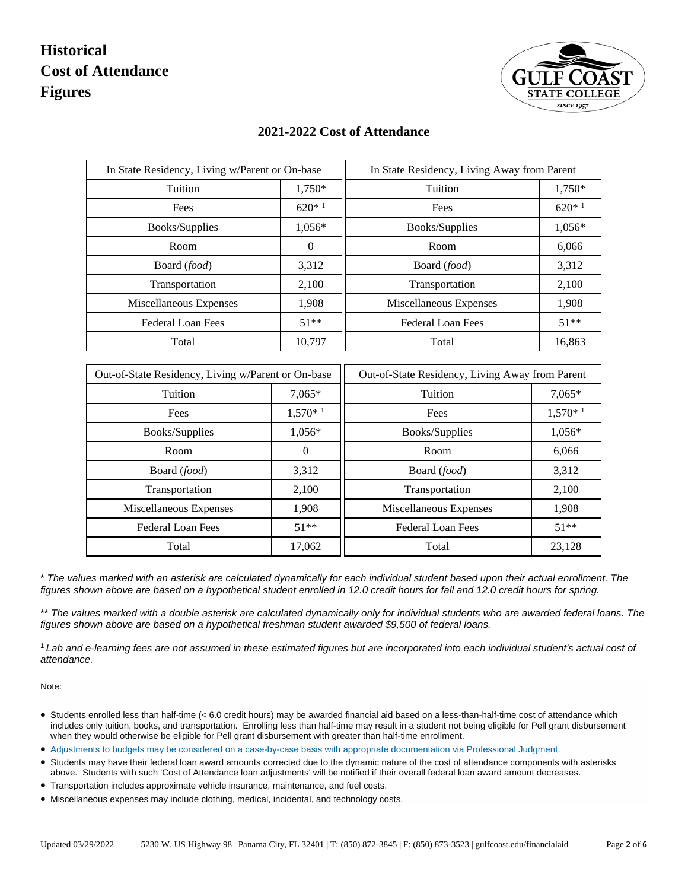# Historical Cost of Attendance Figures

## 2021-2022 Cost of Attendance

| In State Residency, Living w/Parent or On-base | |
|---|---|
| Tuition | 1,750* |
| Fees | 620* [1] |
| Books/Supplies | 1,056* |
| Room | 0 |
| Board (*food*) | 3,312 |
| Transportation | 2,100 |
| Miscellaneous Expenses | 1,908 |
| Federal Loan Fees | 51** |
| Total | 10,797 |

| In State Residency, Living Away from Parent | |
|---|---|
| Tuition | 1,750* |
| Fees | 620* [1] |
| Books/Supplies | 1,056* |
| Room | 6,066 |
| Board (*food*) | 3,312 |
| Transportation | 2,100 |
| Miscellaneous Expenses | 1,908 |
| Federal Loan Fees | 51** |
| Total | 16,863 |

| Out-of-State Residency, Living w/Parent or On-base | |
|---|---|
| Tuition | 7,065* |
| Fees | 1,570* [1] |
| Books/Supplies | 1,056* |
| Room | 0 |
| Board (*food*) | 3,312 |
| Transportation | 2,100 |
| Miscellaneous Expenses | 1,908 |
| Federal Loan Fees | 51** |
| Total | 17,062 |

| Out-of-State Residency, Living Away from Parent | |
|---|---|
| Tuition | 7,065* |
| Fees | 1,570* [1] |
| Books/Supplies | 1,056* |
| Room | 6,066 |
| Board (*food*) | 3,312 |
| Transportation | 2,100 |
| Miscellaneous Expenses | 1,908 |
| Federal Loan Fees | 51** |
| Total | 23,128 |

\* *The values marked with an asterisk are calculated dynamically for each individual student based upon their actual enrollment. The figures shown above are based on a hypothetical student enrolled in 12.0 credit hours for fall and 12.0 credit hours for spring.*

\*\* *The values marked with a double asterisk are calculated dynamically only for individual students who are awarded federal loans. The figures shown above are based on a hypothetical freshman student awarded $9,500 of federal loans.*

[1] *Lab and e-learning fees are not assumed in these estimated figures but are incorporated into each individual student's actual cost of attendance.*

Note:

- Students enrolled less than half-time (< 6.0 credit hours) may be awarded financial aid based on a less-than-half-time cost of attendance which includes only tuition, books, and transportation. Enrolling less than half-time may result in a student not being eligible for Pell grant disbursement when they would otherwise be eligible for Pell grant disbursement with greater than half-time enrollment.
- Adjustments to budgets may be considered on a case-by-case basis with appropriate documentation via Professional Judgment.
- Students may have their federal loan award amounts corrected due to the dynamic nature of the cost of attendance components with asterisks above. Students with such 'Cost of Attendance loan adjustments' will be notified if their overall federal loan award amount decreases.
- Transportation includes approximate vehicle insurance, maintenance, and fuel costs.
- Miscellaneous expenses may include clothing, medical, incidental, and technology costs.

Updated 03/29/2022 5230 W. US Highway 98 | Panama City, FL 32401 | T: (850) 872-3845 | F: (850) 873-3523 | gulfcoast.edu/financialaid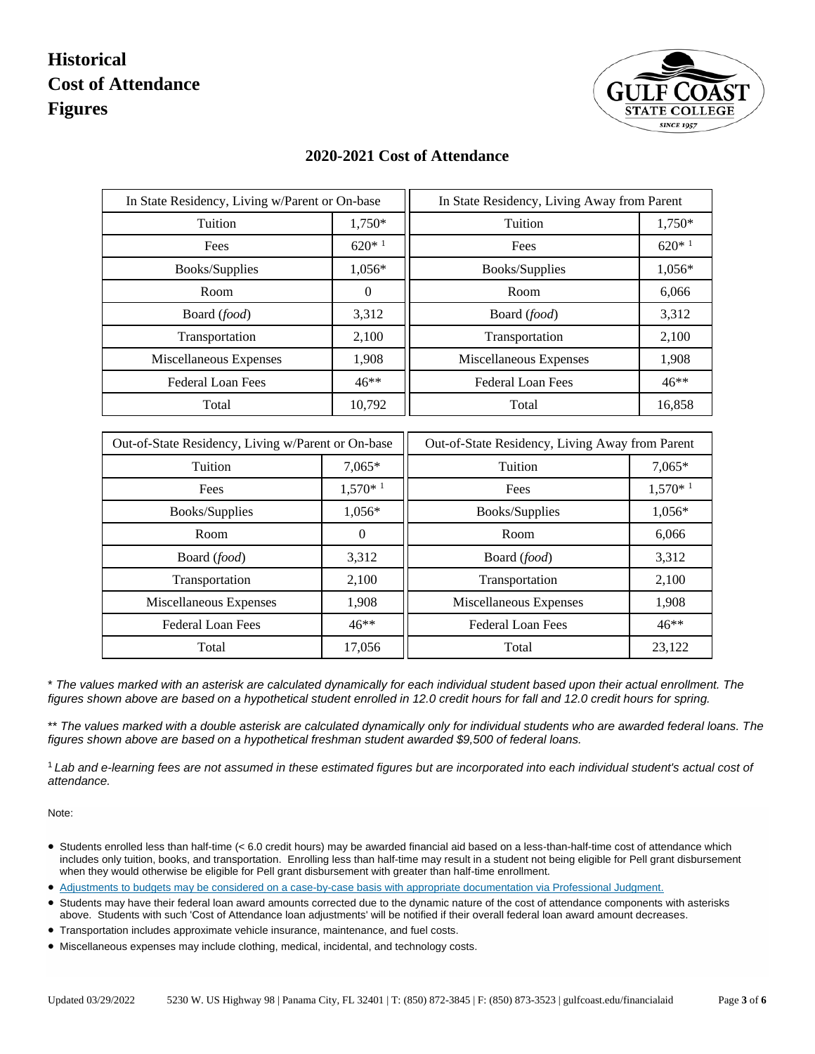# Historical Cost of Attendance Figures

## 2020-2021 Cost of Attendance

| In State Residency, Living w/Parent or On-base | |
|---|---|
| Tuition | 1,750* |
| Fees | 620* [1] |
| Books/Supplies | 1,056* |
| Room | 0 |
| Board (*food*) | 3,312 |
| Transportation | 2,100 |
| Miscellaneous Expenses | 1,908 |
| Federal Loan Fees | 46** |
| Total | 10,792 |

| In State Residency, Living Away from Parent | |
|---|---|
| Tuition | 1,750* |
| Fees | 620* [1] |
| Books/Supplies | 1,056* |
| Room | 6,066 |
| Board (*food*) | 3,312 |
| Transportation | 2,100 |
| Miscellaneous Expenses | 1,908 |
| Federal Loan Fees | 46** |
| Total | 16,858 |

| Out-of-State Residency, Living w/Parent or On-base | |
|---|---|
| Tuition | 7,065* |
| Fees | 1,570* [1] |
| Books/Supplies | 1,056* |
| Room | 0 |
| Board (*food*) | 3,312 |
| Transportation | 2,100 |
| Miscellaneous Expenses | 1,908 |
| Federal Loan Fees | 46** |
| Total | 17,056 |

| Out-of-State Residency, Living Away from Parent | |
|---|---|
| Tuition | 7,065* |
| Fees | 1,570* [1] |
| Books/Supplies | 1,056* |
| Room | 6,066 |
| Board (*food*) | 3,312 |
| Transportation | 2,100 |
| Miscellaneous Expenses | 1,908 |
| Federal Loan Fees | 46** |
| Total | 23,122 |

\* *The values marked with an asterisk are calculated dynamically for each individual student based upon their actual enrollment. The figures shown above are based on a hypothetical student enrolled in 12.0 credit hours for fall and 12.0 credit hours for spring.*

\*\* *The values marked with a double asterisk are calculated dynamically only for individual students who are awarded federal loans. The figures shown above are based on a hypothetical freshman student awarded $9,500 of federal loans.*

[1] *Lab and e-learning fees are not assumed in these estimated figures but are incorporated into each individual student's actual cost of attendance.*

Note:

- Students enrolled less than half-time (< 6.0 credit hours) may be awarded financial aid based on a less-than-half-time cost of attendance which includes only tuition, books, and transportation. Enrolling less than half-time may result in a student not being eligible for Pell grant disbursement when they would otherwise be eligible for Pell grant disbursement with greater than half-time enrollment.
- Adjustments to budgets may be considered on a case-by-case basis with appropriate documentation via Professional Judgment.
- Students may have their federal loan award amounts corrected due to the dynamic nature of the cost of attendance components with asterisks above. Students with such 'Cost of Attendance loan adjustments' will be notified if their overall federal loan award amount decreases.
- Transportation includes approximate vehicle insurance, maintenance, and fuel costs.
- Miscellaneous expenses may include clothing, medical, incidental, and technology costs.

Updated 03/29/2022 5230 W. US Highway 98 | Panama City, FL 32401 | T: (850) 872-3845 | F: (850) 873-3523 | gulfcoast.edu/financialaid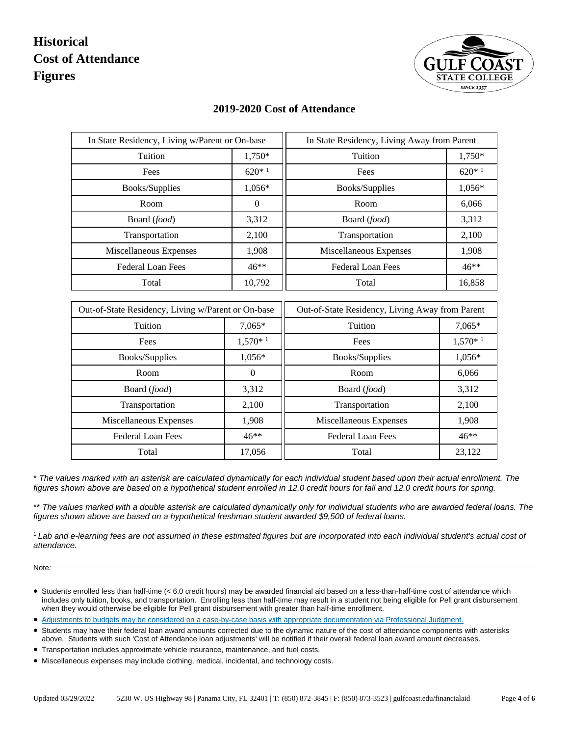# Historical Cost of Attendance Figures

## 2019-2020 Cost of Attendance

| In State Residency, Living w/Parent or On-base | |
|---|---|
| Tuition | 1,750* |
| Fees | 620* [1] |
| Books/Supplies | 1,056* |
| Room | 0 |
| Board (*food*) | 3,312 |
| Transportation | 2,100 |
| Miscellaneous Expenses | 1,908 |
| Federal Loan Fees | 46** |
| Total | 10,792 |

| In State Residency, Living Away from Parent | |
|---|---|
| Tuition | 1,750* |
| Fees | 620* [1] |
| Books/Supplies | 1,056* |
| Room | 6,066 |
| Board (*food*) | 3,312 |
| Transportation | 2,100 |
| Miscellaneous Expenses | 1,908 |
| Federal Loan Fees | 46** |
| Total | 16,858 |

| Out-of-State Residency, Living w/Parent or On-base | |
|---|---|
| Tuition | 7,065* |
| Fees | 1,570* [1] |
| Books/Supplies | 1,056* |
| Room | 0 |
| Board (*food*) | 3,312 |
| Transportation | 2,100 |
| Miscellaneous Expenses | 1,908 |
| Federal Loan Fees | 46** |
| Total | 17,056 |

| Out-of-State Residency, Living Away from Parent | |
|---|---|
| Tuition | 7,065* |
| Fees | 1,570* [1] |
| Books/Supplies | 1,056* |
| Room | 6,066 |
| Board (*food*) | 3,312 |
| Transportation | 2,100 |
| Miscellaneous Expenses | 1,908 |
| Federal Loan Fees | 46** |
| Total | 23,122 |

\* *The values marked with an asterisk are calculated dynamically for each individual student based upon their actual enrollment. The figures shown above are based on a hypothetical student enrolled in 12.0 credit hours for fall and 12.0 credit hours for spring.*

\** *The values marked with a double asterisk are calculated dynamically only for individual students who are awarded federal loans. The figures shown above are based on a hypothetical freshman student awarded $9,500 of federal loans.*

[1] *Lab and e-learning fees are not assumed in these estimated figures but are incorporated into each individual student's actual cost of attendance.*

Note:

- Students enrolled less than half-time (< 6.0 credit hours) may be awarded financial aid based on a less-than-half-time cost of attendance which includes only tuition, books, and transportation. Enrolling less than half-time may result in a student not being eligible for Pell grant disbursement when they would otherwise be eligible for Pell grant disbursement with greater than half-time enrollment.
- Adjustments to budgets may be considered on a case-by-case basis with appropriate documentation via Professional Judgment.
- Students may have their federal loan award amounts corrected due to the dynamic nature of the cost of attendance components with asterisks above. Students with such 'Cost of Attendance loan adjustments' will be notified if their overall federal loan award amount decreases.
- Transportation includes approximate vehicle insurance, maintenance, and fuel costs.
- Miscellaneous expenses may include clothing, medical, incidental, and technology costs.

Updated 03/29/2022 5230 W. US Highway 98 | Panama City, FL 32401 | T: (850) 872-3845 | F: (850) 873-3523 | gulfcoast.edu/financialaid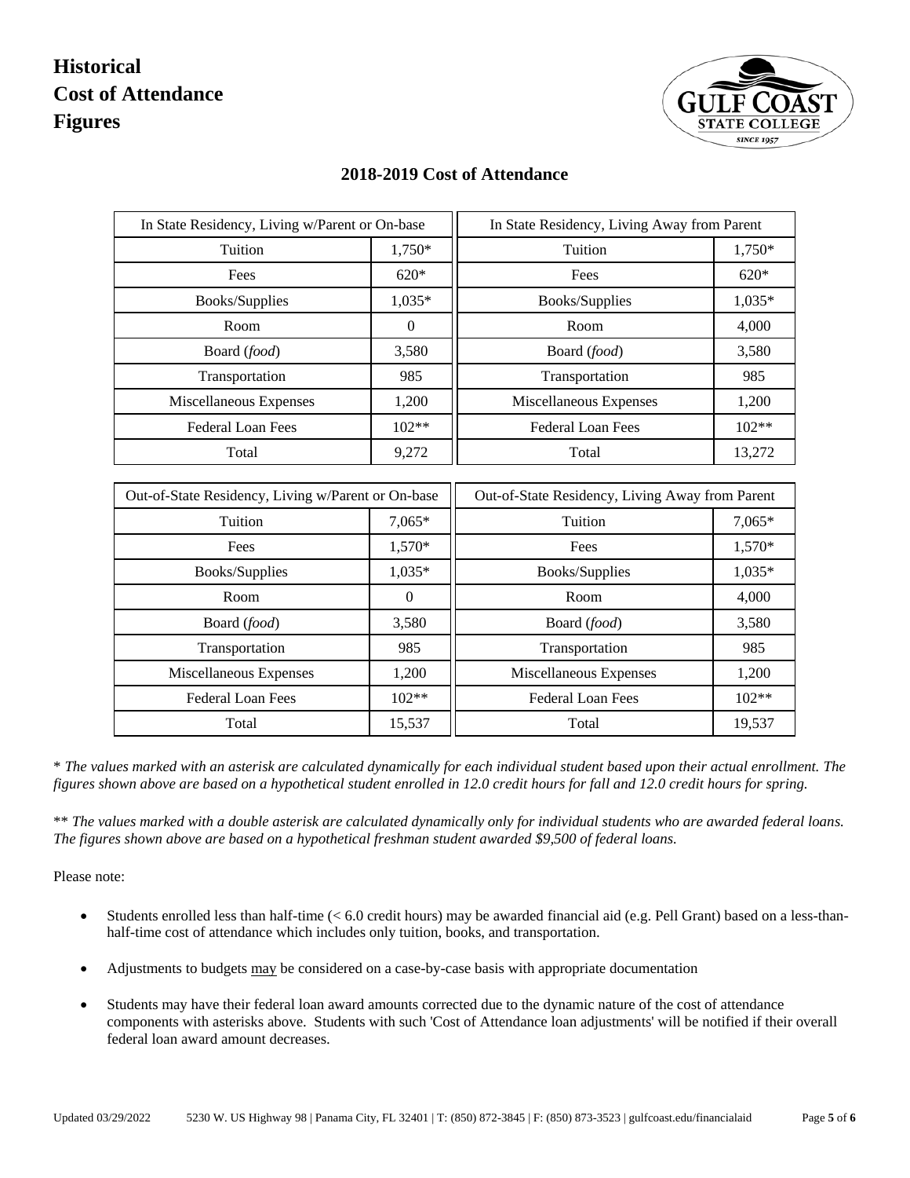# Historical Cost of Attendance Figures

## 2018-2019 Cost of Attendance

| In State Residency, Living w/Parent or On-base | |
|---|---|
| Tuition | 1,750* |
| Fees | 620* |
| Books/Supplies | 1,035* |
| Room | 0 |
| Board (*food*) | 3,580 |
| Transportation | 985 |
| Miscellaneous Expenses | 1,200 |
| Federal Loan Fees | 102** |
| Total | 9,272 |

| In State Residency, Living Away from Parent | |
|---|---|
| Tuition | 1,750* |
| Fees | 620* |
| Books/Supplies | 1,035* |
| Room | 4,000 |
| Board (*food*) | 3,580 |
| Transportation | 985 |
| Miscellaneous Expenses | 1,200 |
| Federal Loan Fees | 102** |
| Total | 13,272 |

| Out-of-State Residency, Living w/Parent or On-base | |
|---|---|
| Tuition | 7,065* |
| Fees | 1,570* |
| Books/Supplies | 1,035* |
| Room | 0 |
| Board (*food*) | 3,580 |
| Transportation | 985 |
| Miscellaneous Expenses | 1,200 |
| Federal Loan Fees | 102** |
| Total | 15,537 |

| Out-of-State Residency, Living Away from Parent | |
|---|---|
| Tuition | 7,065* |
| Fees | 1,570* |
| Books/Supplies | 1,035* |
| Room | 4,000 |
| Board (*food*) | 3,580 |
| Transportation | 985 |
| Miscellaneous Expenses | 1,200 |
| Federal Loan Fees | 102** |
| Total | 19,537 |

\* *The values marked with an asterisk are calculated dynamically for each individual student based upon their actual enrollment. The figures shown above are based on a hypothetical student enrolled in 12.0 credit hours for fall and 12.0 credit hours for spring.*

\*\* *The values marked with a double asterisk are calculated dynamically only for individual students who are awarded federal loans. The figures shown above are based on a hypothetical freshman student awarded $9,500 of federal loans.*

Please note:

- Students enrolled less than half-time (< 6.0 credit hours) may be awarded financial aid (e.g. Pell Grant) based on a less-than-half-time cost of attendance which includes only tuition, books, and transportation.
- Adjustments to budgets <u>may</u> be considered on a case-by-case basis with appropriate documentation
- Students may have their federal loan award amounts corrected due to the dynamic nature of the cost of attendance components with asterisks above. Students with such 'Cost of Attendance loan adjustments' will be notified if their overall federal loan award amount decreases.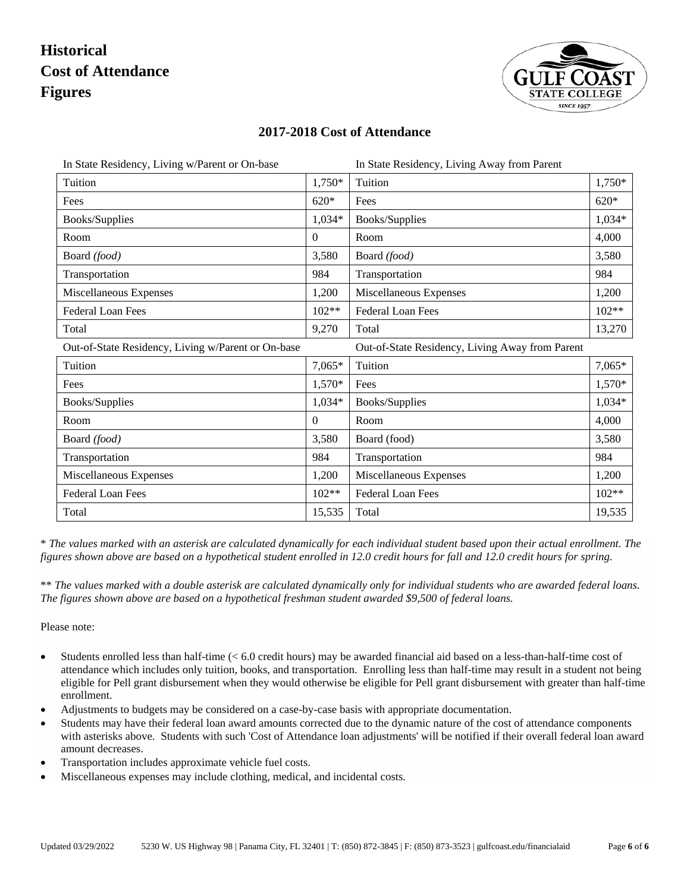# Historical Cost of Attendance Figures

## 2017-2018 Cost of Attendance

| In State Residency, Living w/Parent or On-base | | In State Residency, Living Away from Parent | |
|---|---|---|---|
| Tuition | 1,750* | Tuition | 1,750* |
| Fees | 620* | Fees | 620* |
| Books/Supplies | 1,034* | Books/Supplies | 1,034* |
| Room | 0 | Room | 4,000 |
| Board *(food)* | 3,580 | Board *(food)* | 3,580 |
| Transportation | 984 | Transportation | 984 |
| Miscellaneous Expenses | 1,200 | Miscellaneous Expenses | 1,200 |
| Federal Loan Fees | 102** | Federal Loan Fees | 102** |
| Total | 9,270 | Total | 13,270 |

| Out-of-State Residency, Living w/Parent or On-base | | Out-of-State Residency, Living Away from Parent | |
|---|---|---|---|
| Tuition | 7,065* | Tuition | 7,065* |
| Fees | 1,570* | Fees | 1,570* |
| Books/Supplies | 1,034* | Books/Supplies | 1,034* |
| Room | 0 | Room | 4,000 |
| Board *(food)* | 3,580 | Board (food) | 3,580 |
| Transportation | 984 | Transportation | 984 |
| Miscellaneous Expenses | 1,200 | Miscellaneous Expenses | 1,200 |
| Federal Loan Fees | 102** | Federal Loan Fees | 102** |
| Total | 15,535 | Total | 19,535 |

* *The values marked with an asterisk are calculated dynamically for each individual student based upon their actual enrollment. The figures shown above are based on a hypothetical student enrolled in 12.0 credit hours for fall and 12.0 credit hours for spring.*

** *The values marked with a double asterisk are calculated dynamically only for individual students who are awarded federal loans. The figures shown above are based on a hypothetical freshman student awarded $9,500 of federal loans.*

Please note:

- Students enrolled less than half-time (< 6.0 credit hours) may be awarded financial aid based on a less-than-half-time cost of attendance which includes only tuition, books, and transportation. Enrolling less than half-time may result in a student not being eligible for Pell grant disbursement when they would otherwise be eligible for Pell grant disbursement with greater than half-time enrollment.
- Adjustments to budgets may be considered on a case-by-case basis with appropriate documentation.
- Students may have their federal loan award amounts corrected due to the dynamic nature of the cost of attendance components with asterisks above. Students with such 'Cost of Attendance loan adjustments' will be notified if their overall federal loan award amount decreases.
- Transportation includes approximate vehicle fuel costs.
- Miscellaneous expenses may include clothing, medical, and incidental costs.